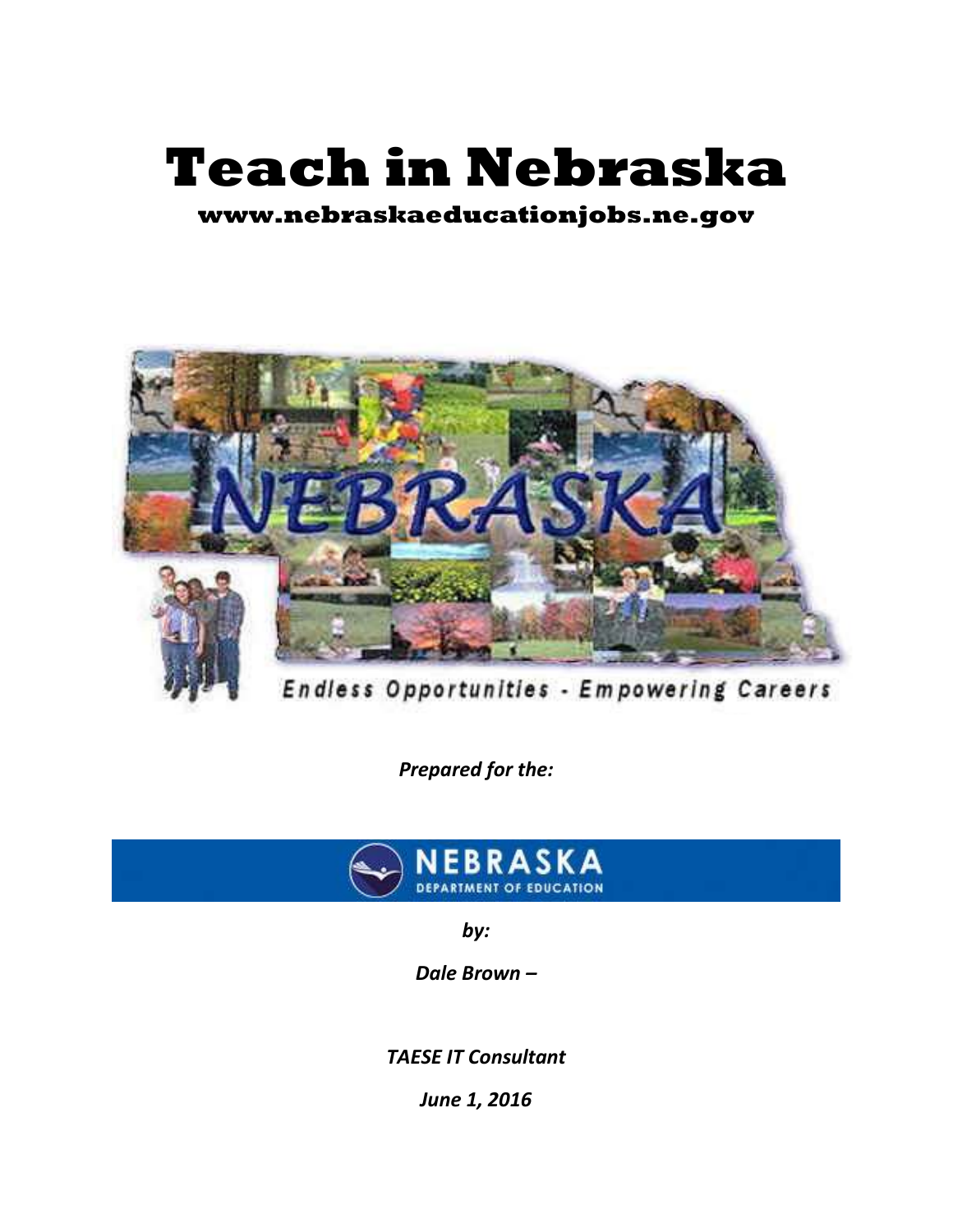# Teach in Nebraska

**www.nebraskaeducationjobs.ne.gov**

Endless Opportunities - Empowering Careers

***Prepared for the:***

NEBRASKA DEPARTMENT OF EDUCATION

***by:***

***Dale Brown –***

***TAESE IT Consultant***

***June 1, 2016***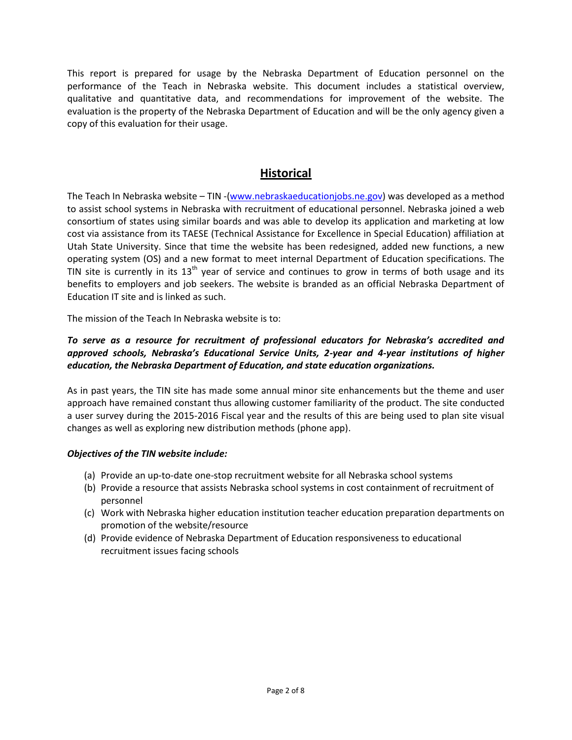This report is prepared for usage by the Nebraska Department of Education personnel on the performance of the Teach in Nebraska website. This document includes a statistical overview, qualitative and quantitative data, and recommendations for improvement of the website. The evaluation is the property of the Nebraska Department of Education and will be the only agency given a copy of this evaluation for their usage.

## Historical

The Teach In Nebraska website – TIN -([www.nebraskaeducationjobs.ne.gov](http://www.nebraskaeducationjobs.ne.gov)) was developed as a method to assist school systems in Nebraska with recruitment of educational personnel. Nebraska joined a web consortium of states using similar boards and was able to develop its application and marketing at low cost via assistance from its TAESE (Technical Assistance for Excellence in Special Education) affiliation at Utah State University. Since that time the website has been redesigned, added new functions, a new operating system (OS) and a new format to meet internal Department of Education specifications. The TIN site is currently in its 13th year of service and continues to grow in terms of both usage and its benefits to employers and job seekers. The website is branded as an official Nebraska Department of Education IT site and is linked as such.

The mission of the Teach In Nebraska website is to:

***To serve as a resource for recruitment of professional educators for Nebraska's accredited and approved schools, Nebraska's Educational Service Units, 2-year and 4-year institutions of higher education, the Nebraska Department of Education, and state education organizations.***

As in past years, the TIN site has made some annual minor site enhancements but the theme and user approach have remained constant thus allowing customer familiarity of the product. The site conducted a user survey during the 2015-2016 Fiscal year and the results of this are being used to plan site visual changes as well as exploring new distribution methods (phone app).

***Objectives of the TIN website include:***

(a) Provide an up-to-date one-stop recruitment website for all Nebraska school systems
(b) Provide a resource that assists Nebraska school systems in cost containment of recruitment of personnel
(c) Work with Nebraska higher education institution teacher education preparation departments on promotion of the website/resource
(d) Provide evidence of Nebraska Department of Education responsiveness to educational recruitment issues facing schools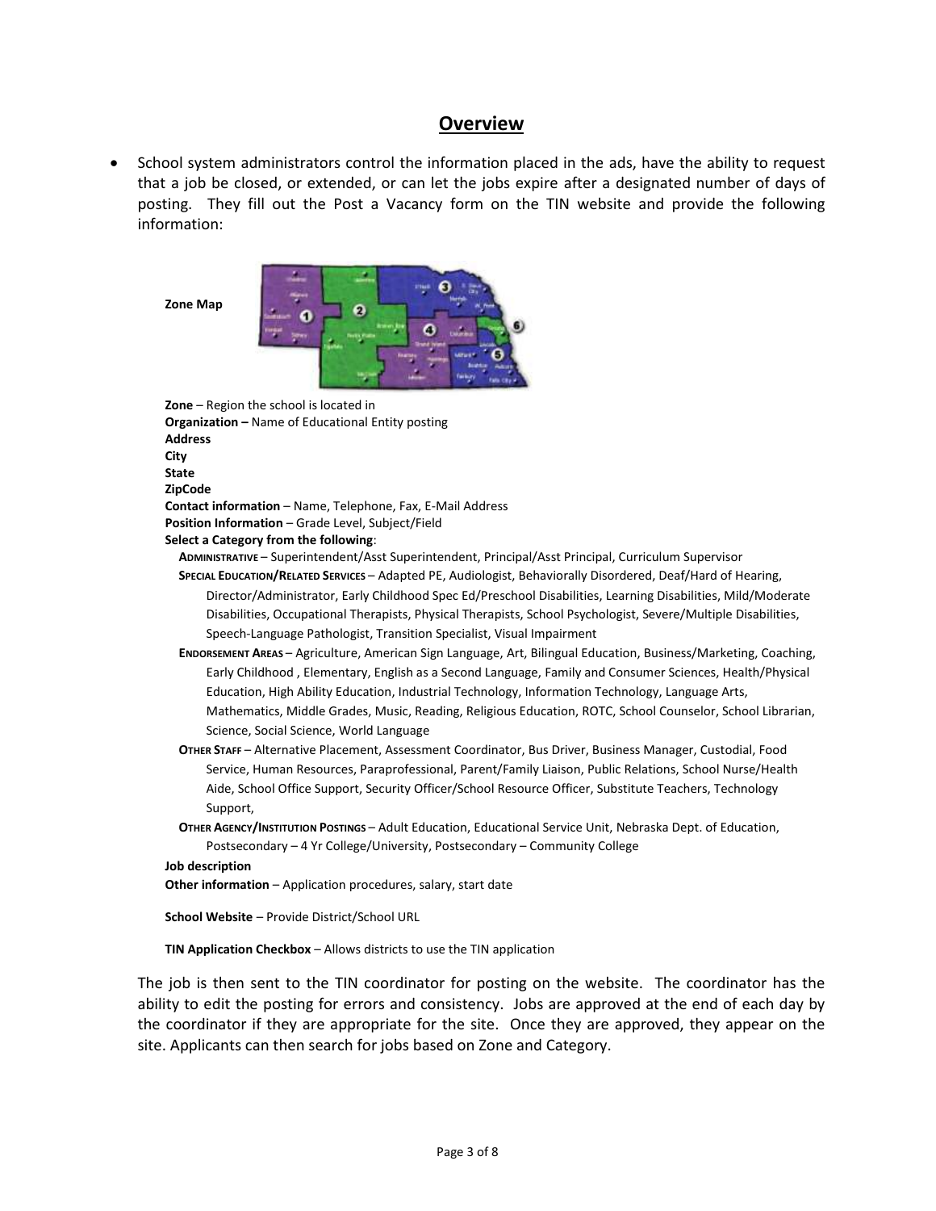## Overview

- School system administrators control the information placed in the ads, have the ability to request that a job be closed, or extended, or can let the jobs expire after a designated number of days of posting. They fill out the Post a Vacancy form on the TIN website and provide the following information:

**Zone Map**

**Zone** – Region the school is located in
**Organization –** Name of Educational Entity posting
**Address**
**City**
**State**
**ZipCode**
**Contact information** – Name, Telephone, Fax, E-Mail Address
**Position Information** – Grade Level, Subject/Field
**Select a Category from the following**:

**ADMINISTRATIVE** – Superintendent/Asst Superintendent, Principal/Asst Principal, Curriculum Supervisor

**SPECIAL EDUCATION/RELATED SERVICES** – Adapted PE, Audiologist, Behaviorally Disordered, Deaf/Hard of Hearing, Director/Administrator, Early Childhood Spec Ed/Preschool Disabilities, Learning Disabilities, Mild/Moderate Disabilities, Occupational Therapists, Physical Therapists, School Psychologist, Severe/Multiple Disabilities, Speech-Language Pathologist, Transition Specialist, Visual Impairment

**ENDORSEMENT AREAS** – Agriculture, American Sign Language, Art, Bilingual Education, Business/Marketing, Coaching, Early Childhood , Elementary, English as a Second Language, Family and Consumer Sciences, Health/Physical Education, High Ability Education, Industrial Technology, Information Technology, Language Arts, Mathematics, Middle Grades, Music, Reading, Religious Education, ROTC, School Counselor, School Librarian, Science, Social Science, World Language

**OTHER STAFF** – Alternative Placement, Assessment Coordinator, Bus Driver, Business Manager, Custodial, Food Service, Human Resources, Paraprofessional, Parent/Family Liaison, Public Relations, School Nurse/Health Aide, School Office Support, Security Officer/School Resource Officer, Substitute Teachers, Technology Support,

**OTHER AGENCY/INSTITUTION POSTINGS** – Adult Education, Educational Service Unit, Nebraska Dept. of Education, Postsecondary – 4 Yr College/University, Postsecondary – Community College

**Job description**
**Other information** – Application procedures, salary, start date

**School Website** – Provide District/School URL

**TIN Application Checkbox** – Allows districts to use the TIN application

The job is then sent to the TIN coordinator for posting on the website. The coordinator has the ability to edit the posting for errors and consistency. Jobs are approved at the end of each day by the coordinator if they are appropriate for the site. Once they are approved, they appear on the site. Applicants can then search for jobs based on Zone and Category.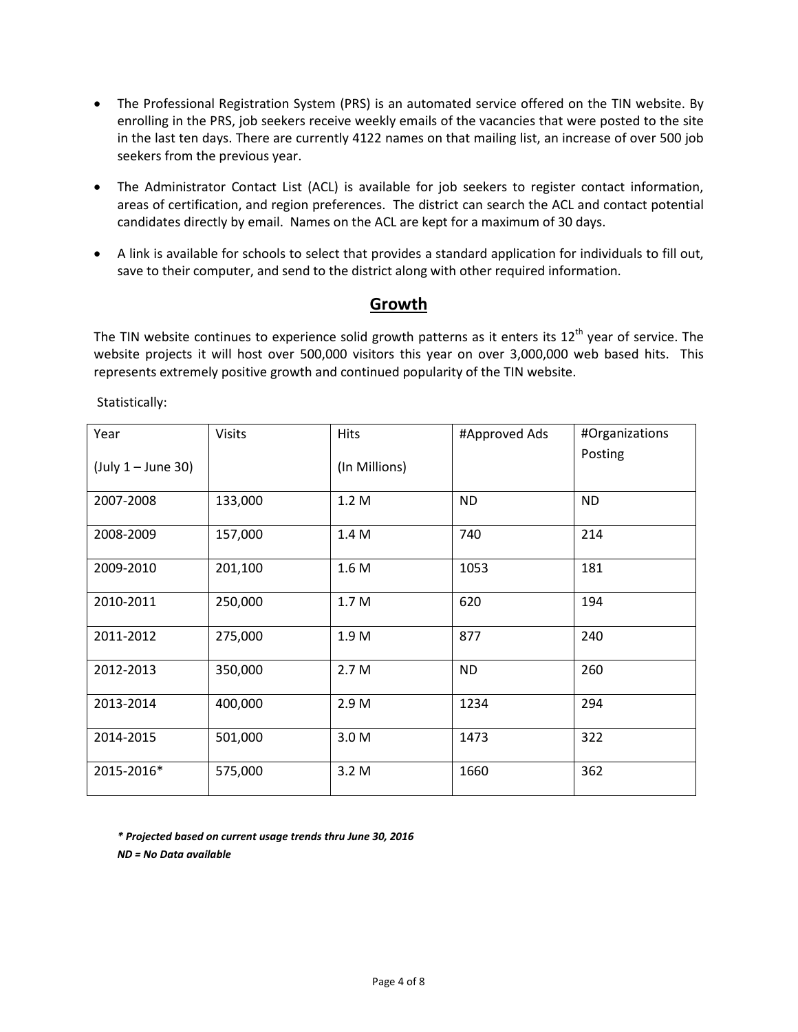- The Professional Registration System (PRS) is an automated service offered on the TIN website. By enrolling in the PRS, job seekers receive weekly emails of the vacancies that were posted to the site in the last ten days. There are currently 4122 names on that mailing list, an increase of over 500 job seekers from the previous year.
- The Administrator Contact List (ACL) is available for job seekers to register contact information, areas of certification, and region preferences. The district can search the ACL and contact potential candidates directly by email. Names on the ACL are kept for a maximum of 30 days.
- A link is available for schools to select that provides a standard application for individuals to fill out, save to their computer, and send to the district along with other required information.

## Growth

The TIN website continues to experience solid growth patterns as it enters its 12th year of service. The website projects it will host over 500,000 visitors this year on over 3,000,000 web based hits. This represents extremely positive growth and continued popularity of the TIN website.

Statistically:

| Year (July 1 – June 30) | Visits | Hits (In Millions) | #Approved Ads | #Organizations Posting |
|---|---|---|---|---|
| 2007-2008 | 133,000 | 1.2 M | ND | ND |
| 2008-2009 | 157,000 | 1.4 M | 740 | 214 |
| 2009-2010 | 201,100 | 1.6 M | 1053 | 181 |
| 2010-2011 | 250,000 | 1.7 M | 620 | 194 |
| 2011-2012 | 275,000 | 1.9 M | 877 | 240 |
| 2012-2013 | 350,000 | 2.7 M | ND | 260 |
| 2013-2014 | 400,000 | 2.9 M | 1234 | 294 |
| 2014-2015 | 501,000 | 3.0 M | 1473 | 322 |
| 2015-2016* | 575,000 | 3.2 M | 1660 | 362 |

***\* Projected based on current usage trends thru June 30, 2016***

***ND = No Data available***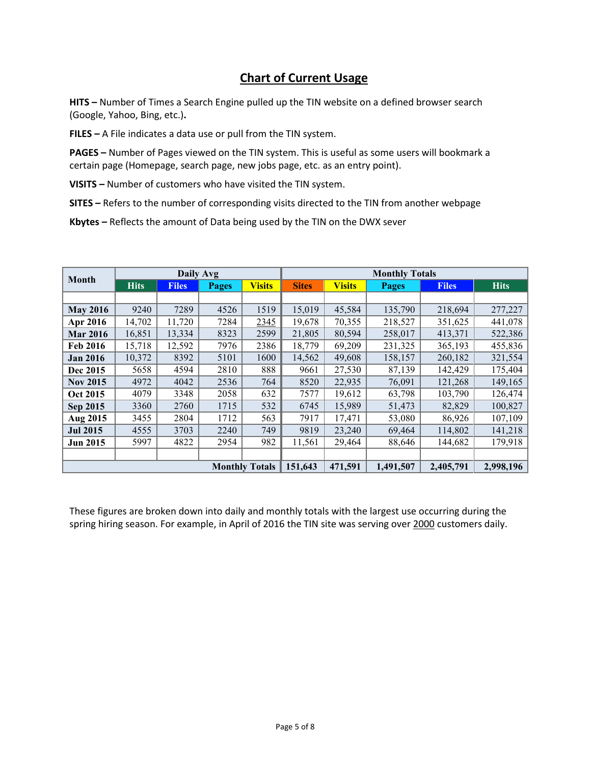# Chart of Current Usage

**HITS –** Number of Times a Search Engine pulled up the TIN website on a defined browser search (Google, Yahoo, Bing, etc.)**.**

**FILES –** A File indicates a data use or pull from the TIN system.

**PAGES –** Number of Pages viewed on the TIN system. This is useful as some users will bookmark a certain page (Homepage, search page, new jobs page, etc. as an entry point).

**VISITS –** Number of customers who have visited the TIN system.

**SITES –** Refers to the number of corresponding visits directed to the TIN from another webpage

**Kbytes –** Reflects the amount of Data being used by the TIN on the DWX sever

| Month | Daily Avg | | | | Monthly Totals | | | | |
|---|---|---|---|---|---|---|---|---|---|
| | Hits | Files | Pages | Visits | Sites | Visits | Pages | Files | Hits |
| | | | | | | | | | |
| **May 2016** | 9240 | 7289 | 4526 | 1519 | 15,019 | 45,584 | 135,790 | 218,694 | 277,227 |
| **Apr 2016** | 14,702 | 11,720 | 7284 | 2345 | 19,678 | 70,355 | 218,527 | 351,625 | 441,078 |
| **Mar 2016** | 16,851 | 13,334 | 8323 | 2599 | 21,805 | 80,594 | 258,017 | 413,371 | 522,386 |
| **Feb 2016** | 15,718 | 12,592 | 7976 | 2386 | 18,779 | 69,209 | 231,325 | 365,193 | 455,836 |
| **Jan 2016** | 10,372 | 8392 | 5101 | 1600 | 14,562 | 49,608 | 158,157 | 260,182 | 321,554 |
| **Dec 2015** | 5658 | 4594 | 2810 | 888 | 9661 | 27,530 | 87,139 | 142,429 | 175,404 |
| **Nov 2015** | 4972 | 4042 | 2536 | 764 | 8520 | 22,935 | 76,091 | 121,268 | 149,165 |
| **Oct 2015** | 4079 | 3348 | 2058 | 632 | 7577 | 19,612 | 63,798 | 103,790 | 126,474 |
| **Sep 2015** | 3360 | 2760 | 1715 | 532 | 6745 | 15,989 | 51,473 | 82,829 | 100,827 |
| **Aug 2015** | 3455 | 2804 | 1712 | 563 | 7917 | 17,471 | 53,080 | 86,926 | 107,109 |
| **Jul 2015** | 4555 | 3703 | 2240 | 749 | 9819 | 23,240 | 69,464 | 114,802 | 141,218 |
| **Jun 2015** | 5997 | 4822 | 2954 | 982 | 11,561 | 29,464 | 88,646 | 144,682 | 179,918 |
| | | | | | | | | | |
| **Monthly Totals** | | | | | **151,643** | **471,591** | **1,491,507** | **2,405,791** | **2,998,196** |

These figures are broken down into daily and monthly totals with the largest use occurring during the spring hiring season. For example, in April of 2016 the TIN site was serving over 2000 customers daily.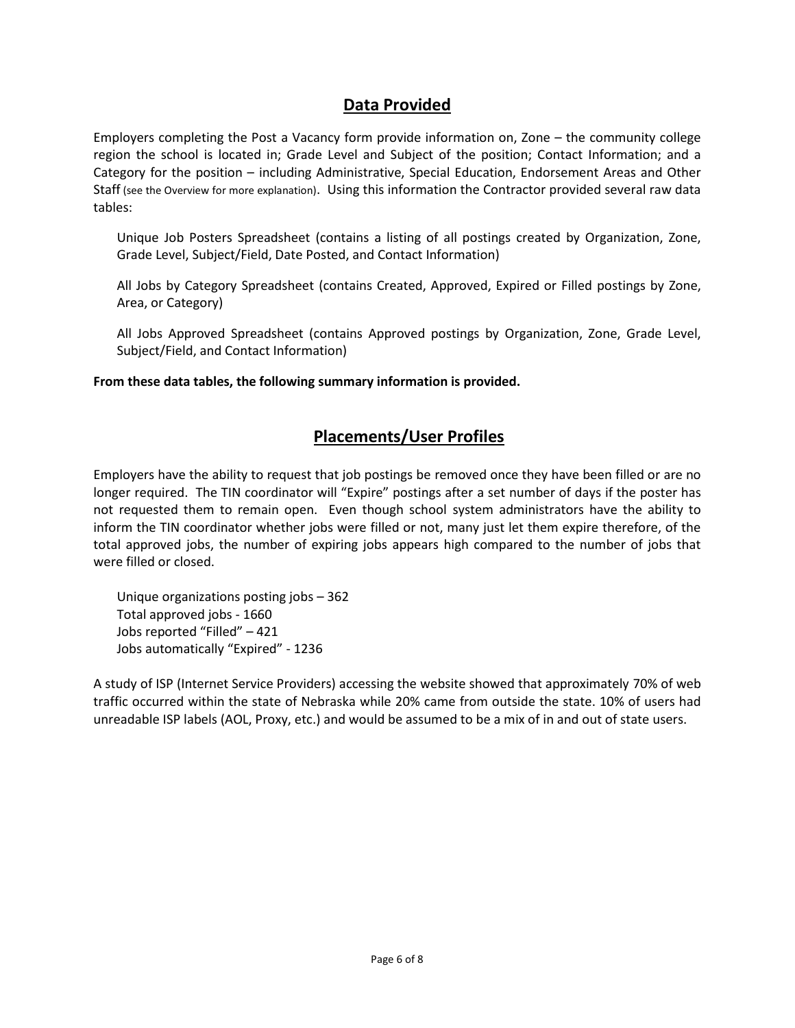## Data Provided

Employers completing the Post a Vacancy form provide information on, Zone – the community college region the school is located in; Grade Level and Subject of the position; Contact Information; and a Category for the position – including Administrative, Special Education, Endorsement Areas and Other Staff (see the Overview for more explanation). Using this information the Contractor provided several raw data tables:

Unique Job Posters Spreadsheet (contains a listing of all postings created by Organization, Zone, Grade Level, Subject/Field, Date Posted, and Contact Information)

All Jobs by Category Spreadsheet (contains Created, Approved, Expired or Filled postings by Zone, Area, or Category)

All Jobs Approved Spreadsheet (contains Approved postings by Organization, Zone, Grade Level, Subject/Field, and Contact Information)

**From these data tables, the following summary information is provided.**

## Placements/User Profiles

Employers have the ability to request that job postings be removed once they have been filled or are no longer required. The TIN coordinator will "Expire" postings after a set number of days if the poster has not requested them to remain open. Even though school system administrators have the ability to inform the TIN coordinator whether jobs were filled or not, many just let them expire therefore, of the total approved jobs, the number of expiring jobs appears high compared to the number of jobs that were filled or closed.

Unique organizations posting jobs – 362
Total approved jobs - 1660
Jobs reported "Filled" – 421
Jobs automatically "Expired" - 1236

A study of ISP (Internet Service Providers) accessing the website showed that approximately 70% of web traffic occurred within the state of Nebraska while 20% came from outside the state. 10% of users had unreadable ISP labels (AOL, Proxy, etc.) and would be assumed to be a mix of in and out of state users.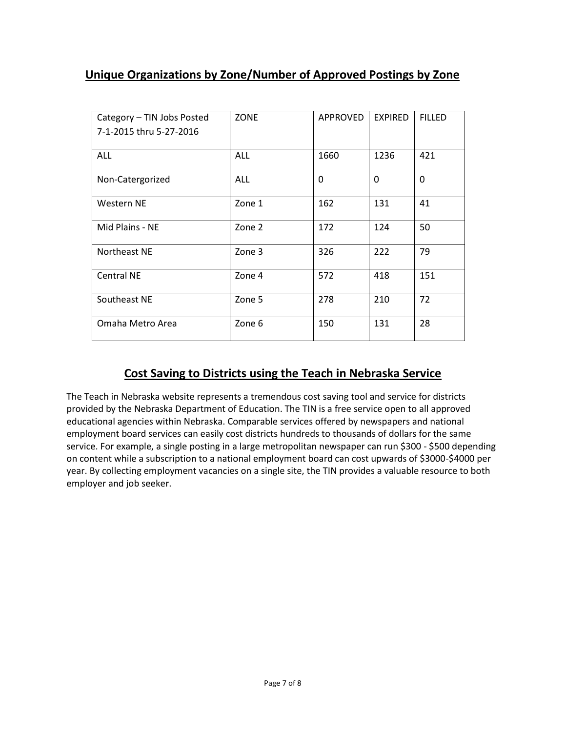## Unique Organizations by Zone/Number of Approved Postings by Zone

| Category – TIN Jobs Posted 7-1-2015 thru 5-27-2016 | ZONE | APPROVED | EXPIRED | FILLED |
|---|---|---|---|---|
| ALL | ALL | 1660 | 1236 | 421 |
| Non-Catergorized | ALL | 0 | 0 | 0 |
| Western NE | Zone 1 | 162 | 131 | 41 |
| Mid Plains - NE | Zone 2 | 172 | 124 | 50 |
| Northeast NE | Zone 3 | 326 | 222 | 79 |
| Central NE | Zone 4 | 572 | 418 | 151 |
| Southeast NE | Zone 5 | 278 | 210 | 72 |
| Omaha Metro Area | Zone 6 | 150 | 131 | 28 |

## Cost Saving to Districts using the Teach in Nebraska Service

The Teach in Nebraska website represents a tremendous cost saving tool and service for districts provided by the Nebraska Department of Education. The TIN is a free service open to all approved educational agencies within Nebraska. Comparable services offered by newspapers and national employment board services can easily cost districts hundreds to thousands of dollars for the same service. For example, a single posting in a large metropolitan newspaper can run $300 - $500 depending on content while a subscription to a national employment board can cost upwards of $3000-$4000 per year. By collecting employment vacancies on a single site, the TIN provides a valuable resource to both employer and job seeker.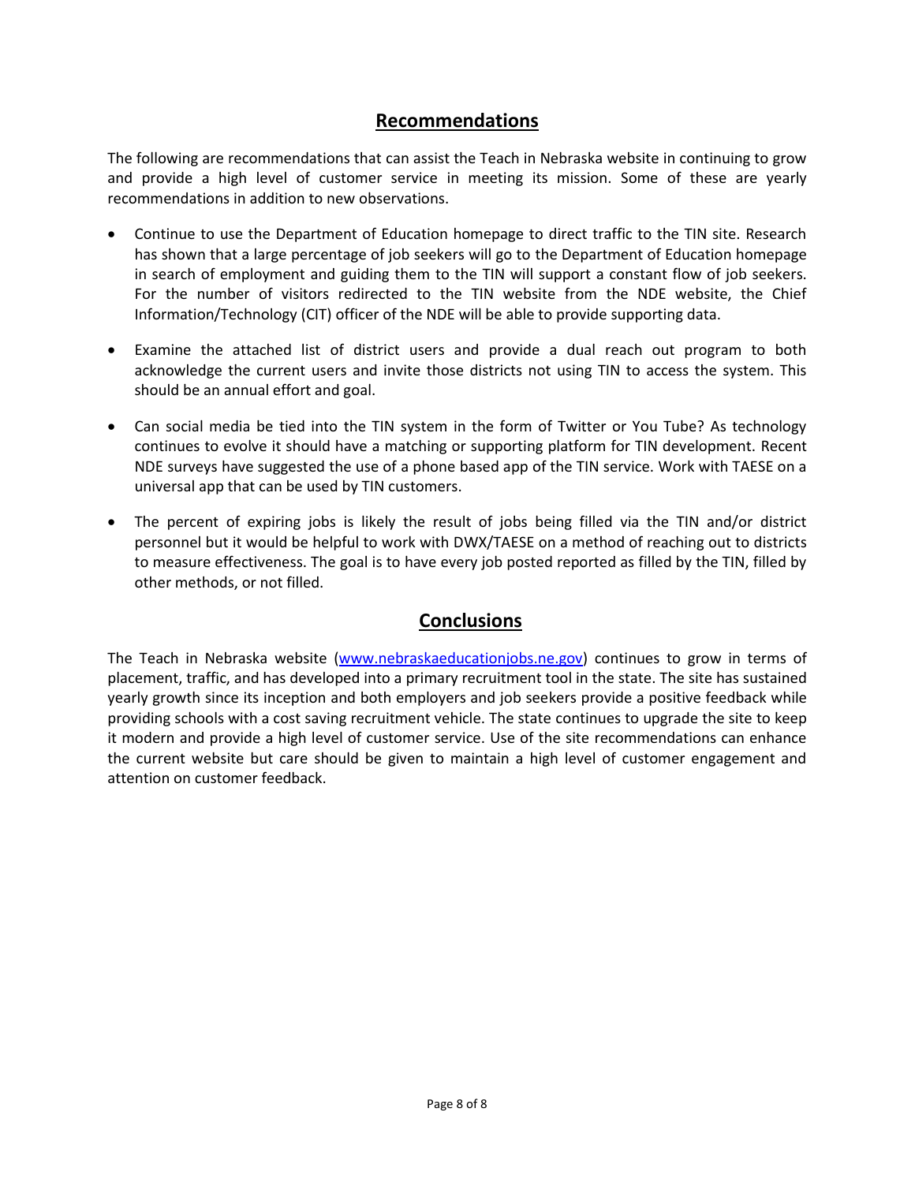## Recommendations

The following are recommendations that can assist the Teach in Nebraska website in continuing to grow and provide a high level of customer service in meeting its mission. Some of these are yearly recommendations in addition to new observations.

- Continue to use the Department of Education homepage to direct traffic to the TIN site. Research has shown that a large percentage of job seekers will go to the Department of Education homepage in search of employment and guiding them to the TIN will support a constant flow of job seekers. For the number of visitors redirected to the TIN website from the NDE website, the Chief Information/Technology (CIT) officer of the NDE will be able to provide supporting data.
- Examine the attached list of district users and provide a dual reach out program to both acknowledge the current users and invite those districts not using TIN to access the system. This should be an annual effort and goal.
- Can social media be tied into the TIN system in the form of Twitter or You Tube? As technology continues to evolve it should have a matching or supporting platform for TIN development. Recent NDE surveys have suggested the use of a phone based app of the TIN service. Work with TAESE on a universal app that can be used by TIN customers.
- The percent of expiring jobs is likely the result of jobs being filled via the TIN and/or district personnel but it would be helpful to work with DWX/TAESE on a method of reaching out to districts to measure effectiveness. The goal is to have every job posted reported as filled by the TIN, filled by other methods, or not filled.

## Conclusions

The Teach in Nebraska website ([www.nebraskaeducationjobs.ne.gov](http://www.nebraskaeducationjobs.ne.gov)) continues to grow in terms of placement, traffic, and has developed into a primary recruitment tool in the state. The site has sustained yearly growth since its inception and both employers and job seekers provide a positive feedback while providing schools with a cost saving recruitment vehicle. The state continues to upgrade the site to keep it modern and provide a high level of customer service. Use of the site recommendations can enhance the current website but care should be given to maintain a high level of customer engagement and attention on customer feedback.